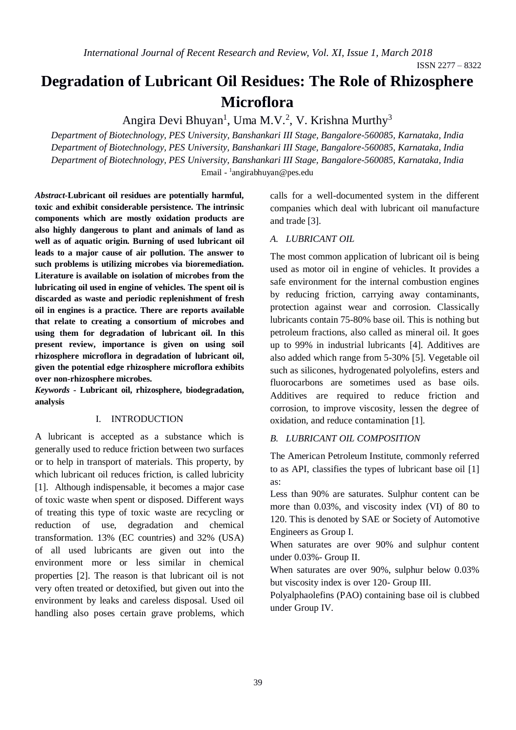# Degradation of Lubricant Oil Residues: The Role of Rhizosphere Microflora

Angira Devi Bhuyan[1], Uma M.V.[2], V. Krishna Murthy[3]

*Department of Biotechnology, PES University, Banshankari III Stage, Bangalore-560085, Karnataka, India*
*Department of Biotechnology, PES University, Banshankari III Stage, Bangalore-560085, Karnataka, India*
*Department of Biotechnology, PES University, Banshankari III Stage, Bangalore-560085, Karnataka, India*
Email - [1]angirabhuyan@pes.edu

***Abstract*-Lubricant oil residues are potentially harmful, toxic and exhibit considerable persistence. The intrinsic components which are mostly oxidation products are also highly dangerous to plant and animals of land as well as of aquatic origin. Burning of used lubricant oil leads to a major cause of air pollution. The answer to such problems is utilizing microbes via bioremediation. Literature is available on isolation of microbes from the lubricating oil used in engine of vehicles. The spent oil is discarded as waste and periodic replenishment of fresh oil in engines is a practice. There are reports available that relate to creating a consortium of microbes and using them for degradation of lubricant oil. In this present review, importance is given on using soil rhizosphere microflora in degradation of lubricant oil, given the potential edge rhizosphere microflora exhibits over non-rhizosphere microbes.**

***Keywords* - Lubricant oil, rhizosphere, biodegradation, analysis**

## I. INTRODUCTION

A lubricant is accepted as a substance which is generally used to reduce friction between two surfaces or to help in transport of materials. This property, by which lubricant oil reduces friction, is called lubricity [1]. Although indispensable, it becomes a major case of toxic waste when spent or disposed. Different ways of treating this type of toxic waste are recycling or reduction of use, degradation and chemical transformation. 13% (EC countries) and 32% (USA) of all used lubricants are given out into the environment more or less similar in chemical properties [2]. The reason is that lubricant oil is not very often treated or detoxified, but given out into the environment by leaks and careless disposal. Used oil handling also poses certain grave problems, which calls for a well-documented system in the different companies which deal with lubricant oil manufacture and trade [3].

### *A. LUBRICANT OIL*

The most common application of lubricant oil is being used as motor oil in engine of vehicles. It provides a safe environment for the internal combustion engines by reducing friction, carrying away contaminants, protection against wear and corrosion. Classically lubricants contain 75-80% base oil. This is nothing but petroleum fractions, also called as mineral oil. It goes up to 99% in industrial lubricants [4]. Additives are also added which range from 5-30% [5]. Vegetable oil such as silicones, hydrogenated polyolefins, esters and fluorocarbons are sometimes used as base oils. Additives are required to reduce friction and corrosion, to improve viscosity, lessen the degree of oxidation, and reduce contamination [1].

### *B. LUBRICANT OIL COMPOSITION*

The American Petroleum Institute, commonly referred to as API, classifies the types of lubricant base oil [1] as:

Less than 90% are saturates. Sulphur content can be more than 0.03%, and viscosity index (VI) of 80 to 120. This is denoted by SAE or Society of Automotive Engineers as Group I.

When saturates are over 90% and sulphur content under 0.03%- Group II.

When saturates are over 90%, sulphur below 0.03% but viscosity index is over 120- Group III.

Polyalphaolefins (PAO) containing base oil is clubbed under Group IV.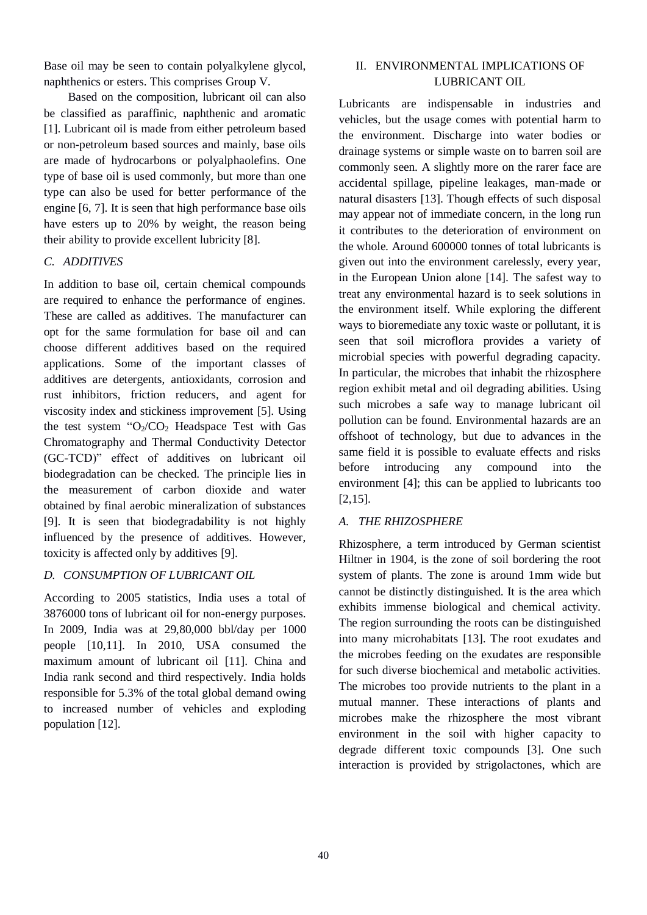Base oil may be seen to contain polyalkylene glycol, naphthenics or esters. This comprises Group V.

Based on the composition, lubricant oil can also be classified as paraffinic, naphthenic and aromatic [1]. Lubricant oil is made from either petroleum based or non-petroleum based sources and mainly, base oils are made of hydrocarbons or polyalphaolefins. One type of base oil is used commonly, but more than one type can also be used for better performance of the engine [6, 7]. It is seen that high performance base oils have esters up to 20% by weight, the reason being their ability to provide excellent lubricity [8].

### *C. ADDITIVES*

In addition to base oil, certain chemical compounds are required to enhance the performance of engines. These are called as additives. The manufacturer can opt for the same formulation for base oil and can choose different additives based on the required applications. Some of the important classes of additives are detergents, antioxidants, corrosion and rust inhibitors, friction reducers, and agent for viscosity index and stickiness improvement [5]. Using the test system "$O_2/CO_2$ Headspace Test with Gas Chromatography and Thermal Conductivity Detector (GC-TCD)" effect of additives on lubricant oil biodegradation can be checked. The principle lies in the measurement of carbon dioxide and water obtained by final aerobic mineralization of substances [9]. It is seen that biodegradability is not highly influenced by the presence of additives. However, toxicity is affected only by additives [9].

### *D. CONSUMPTION OF LUBRICANT OIL*

According to 2005 statistics, India uses a total of 3876000 tons of lubricant oil for non-energy purposes. In 2009, India was at 29,80,000 bbl/day per 1000 people [10,11]. In 2010, USA consumed the maximum amount of lubricant oil [11]. China and India rank second and third respectively. India holds responsible for 5.3% of the total global demand owing to increased number of vehicles and exploding population [12].

## II. ENVIRONMENTAL IMPLICATIONS OF LUBRICANT OIL

Lubricants are indispensable in industries and vehicles, but the usage comes with potential harm to the environment. Discharge into water bodies or drainage systems or simple waste on to barren soil are commonly seen. A slightly more on the rarer face are accidental spillage, pipeline leakages, man-made or natural disasters [13]. Though effects of such disposal may appear not of immediate concern, in the long run it contributes to the deterioration of environment on the whole. Around 600000 tonnes of total lubricants is given out into the environment carelessly, every year, in the European Union alone [14]. The safest way to treat any environmental hazard is to seek solutions in the environment itself. While exploring the different ways to bioremediate any toxic waste or pollutant, it is seen that soil microflora provides a variety of microbial species with powerful degrading capacity. In particular, the microbes that inhabit the rhizosphere region exhibit metal and oil degrading abilities. Using such microbes a safe way to manage lubricant oil pollution can be found. Environmental hazards are an offshoot of technology, but due to advances in the same field it is possible to evaluate effects and risks before introducing any compound into the environment [4]; this can be applied to lubricants too [2,15].

### *A. THE RHIZOSPHERE*

Rhizosphere, a term introduced by German scientist Hiltner in 1904, is the zone of soil bordering the root system of plants. The zone is around 1mm wide but cannot be distinctly distinguished. It is the area which exhibits immense biological and chemical activity. The region surrounding the roots can be distinguished into many microhabitats [13]. The root exudates and the microbes feeding on the exudates are responsible for such diverse biochemical and metabolic activities. The microbes too provide nutrients to the plant in a mutual manner. These interactions of plants and microbes make the rhizosphere the most vibrant environment in the soil with higher capacity to degrade different toxic compounds [3]. One such interaction is provided by strigolactones, which are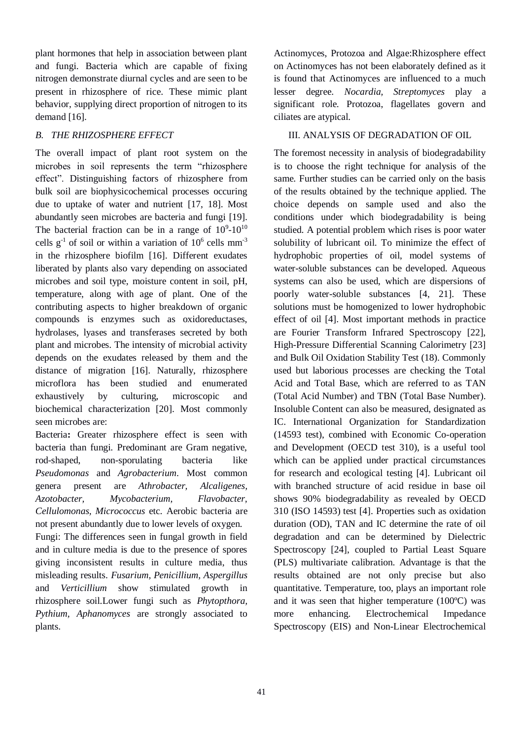plant hormones that help in association between plant and fungi. Bacteria which are capable of fixing nitrogen demonstrate diurnal cycles and are seen to be present in rhizosphere of rice. These mimic plant behavior, supplying direct proportion of nitrogen to its demand [16].

### *B. THE RHIZOSPHERE EFFECT*

The overall impact of plant root system on the microbes in soil represents the term "rhizosphere effect". Distinguishing factors of rhizosphere from bulk soil are biophysicochemical processes occuring due to uptake of water and nutrient [17, 18]. Most abundantly seen microbes are bacteria and fungi [19]. The bacterial fraction can be in a range of $10^9$-$10^{10}$ cells $g^{-1}$ of soil or within a variation of $10^6$ cells $mm^{-3}$ in the rhizosphere biofilm [16]. Different exudates liberated by plants also vary depending on associated microbes and soil type, moisture content in soil, pH, temperature, along with age of plant. One of the contributing aspects to higher breakdown of organic compounds is enzymes such as oxidoreductases, hydrolases, lyases and transferases secreted by both plant and microbes. The intensity of microbial activity depends on the exudates released by them and the distance of migration [16]. Naturally, rhizosphere microflora has been studied and enumerated exhaustively by culturing, microscopic and biochemical characterization [20]. Most commonly seen microbes are:

Bacteria**:** Greater rhizosphere effect is seen with bacteria than fungi. Predominant are Gram negative, rod-shaped, non-sporulating bacteria like *Pseudomonas* and *Agrobacterium*. Most common genera present are *Athrobacter, Alcaligenes, Azotobacter, Mycobacterium, Flavobacter, Cellulomonas, Micrococcus* etc. Aerobic bacteria are not present abundantly due to lower levels of oxygen.

Fungi: The differences seen in fungal growth in field and in culture media is due to the presence of spores giving inconsistent results in culture media, thus misleading results. *Fusarium, Penicillium, Aspergillus* and *Verticillium* show stimulated growth in rhizosphere soil.Lower fungi such as *Phytopthora, Pythium, Aphanomyces* are strongly associated to plants.

Actinomyces, Protozoa and Algae:Rhizosphere effect on Actinomyces has not been elaborately defined as it is found that Actinomyces are influenced to a much lesser degree. *Nocardia, Streptomyces* play a significant role. Protozoa, flagellates govern and ciliates are atypical.

## III. ANALYSIS OF DEGRADATION OF OIL

The foremost necessity in analysis of biodegradability is to choose the right technique for analysis of the same. Further studies can be carried only on the basis of the results obtained by the technique applied. The choice depends on sample used and also the conditions under which biodegradability is being studied. A potential problem which rises is poor water solubility of lubricant oil. To minimize the effect of hydrophobic properties of oil, model systems of water-soluble substances can be developed. Aqueous systems can also be used, which are dispersions of poorly water-soluble substances [4, 21]. These solutions must be homogenized to lower hydrophobic effect of oil [4]. Most important methods in practice are Fourier Transform Infrared Spectroscopy [22], High-Pressure Differential Scanning Calorimetry [23] and Bulk Oil Oxidation Stability Test (18). Commonly used but laborious processes are checking the Total Acid and Total Base, which are referred to as TAN (Total Acid Number) and TBN (Total Base Number). Insoluble Content can also be measured, designated as IC. International Organization for Standardization (14593 test), combined with Economic Co-operation and Development (OECD test 310), is a useful tool which can be applied under practical circumstances for research and ecological testing [4]. Lubricant oil with branched structure of acid residue in base oil shows 90% biodegradability as revealed by OECD 310 (ISO 14593) test [4]. Properties such as oxidation duration (OD), TAN and IC determine the rate of oil degradation and can be determined by Dielectric Spectroscopy [24], coupled to Partial Least Square (PLS) multivariate calibration. Advantage is that the results obtained are not only precise but also quantitative. Temperature, too, plays an important role and it was seen that higher temperature (100ºC) was more enhancing. Electrochemical Impedance Spectroscopy (EIS) and Non-Linear Electrochemical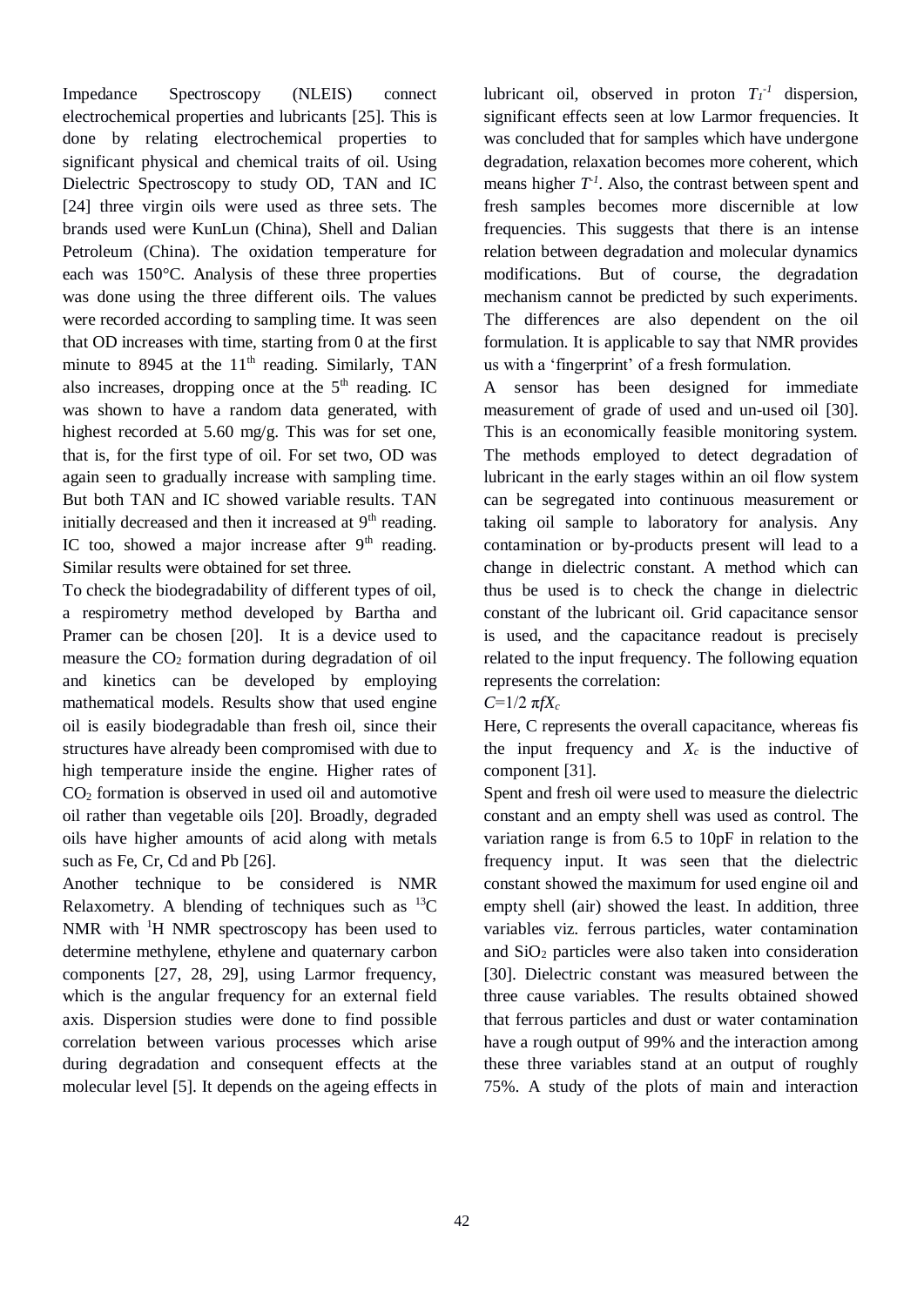Impedance Spectroscopy (NLEIS) connect electrochemical properties and lubricants [25]. This is done by relating electrochemical properties to significant physical and chemical traits of oil. Using Dielectric Spectroscopy to study OD, TAN and IC [24] three virgin oils were used as three sets. The brands used were KunLun (China), Shell and Dalian Petroleum (China). The oxidation temperature for each was 150°C. Analysis of these three properties was done using the three different oils. The values were recorded according to sampling time. It was seen that OD increases with time, starting from 0 at the first minute to 8945 at the 11th reading. Similarly, TAN also increases, dropping once at the 5th reading. IC was shown to have a random data generated, with highest recorded at 5.60 mg/g. This was for set one, that is, for the first type of oil. For set two, OD was again seen to gradually increase with sampling time. But both TAN and IC showed variable results. TAN initially decreased and then it increased at 9th reading. IC too, showed a major increase after 9th reading. Similar results were obtained for set three.

To check the biodegradability of different types of oil, a respirometry method developed by Bartha and Pramer can be chosen [20]. It is a device used to measure the $CO_2$ formation during degradation of oil and kinetics can be developed by employing mathematical models. Results show that used engine oil is easily biodegradable than fresh oil, since their structures have already been compromised with due to high temperature inside the engine. Higher rates of $CO_2$ formation is observed in used oil and automotive oil rather than vegetable oils [20]. Broadly, degraded oils have higher amounts of acid along with metals such as Fe, Cr, Cd and Pb [26].

Another technique to be considered is NMR Relaxometry. A blending of techniques such as $^{13}C$ NMR with $^{1}H$ NMR spectroscopy has been used to determine methylene, ethylene and quaternary carbon components [27, 28, 29], using Larmor frequency, which is the angular frequency for an external field axis. Dispersion studies were done to find possible correlation between various processes which arise during degradation and consequent effects at the molecular level [5]. It depends on the ageing effects in lubricant oil, observed in proton $T_1^{-1}$ dispersion, significant effects seen at low Larmor frequencies. It was concluded that for samples which have undergone degradation, relaxation becomes more coherent, which means higher $T^{-1}$. Also, the contrast between spent and fresh samples becomes more discernible at low frequencies. This suggests that there is an intense relation between degradation and molecular dynamics modifications. But of course, the degradation mechanism cannot be predicted by such experiments. The differences are also dependent on the oil formulation. It is applicable to say that NMR provides us with a 'fingerprint' of a fresh formulation.

A sensor has been designed for immediate measurement of grade of used and un-used oil [30]. This is an economically feasible monitoring system. The methods employed to detect degradation of lubricant in the early stages within an oil flow system can be segregated into continuous measurement or taking oil sample to laboratory for analysis. Any contamination or by-products present will lead to a change in dielectric constant. A method which can thus be used is to check the change in dielectric constant of the lubricant oil. Grid capacitance sensor is used, and the capacitance readout is precisely related to the input frequency. The following equation represents the correlation:

$C=1/2\,\pi f X_c$

Here, C represents the overall capacitance, whereas fis the input frequency and $X_c$ is the inductive of component [31].

Spent and fresh oil were used to measure the dielectric constant and an empty shell was used as control. The variation range is from 6.5 to 10pF in relation to the frequency input. It was seen that the dielectric constant showed the maximum for used engine oil and empty shell (air) showed the least. In addition, three variables viz. ferrous particles, water contamination and $SiO_2$ particles were also taken into consideration [30]. Dielectric constant was measured between the three cause variables. The results obtained showed that ferrous particles and dust or water contamination have a rough output of 99% and the interaction among these three variables stand at an output of roughly 75%. A study of the plots of main and interaction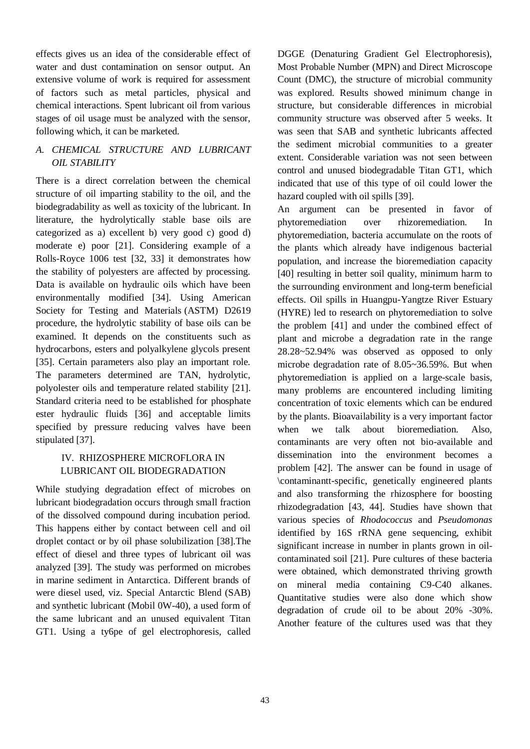effects gives us an idea of the considerable effect of water and dust contamination on sensor output. An extensive volume of work is required for assessment of factors such as metal particles, physical and chemical interactions. Spent lubricant oil from various stages of oil usage must be analyzed with the sensor, following which, it can be marketed.

### *A. CHEMICAL STRUCTURE AND LUBRICANT OIL STABILITY*

There is a direct correlation between the chemical structure of oil imparting stability to the oil, and the biodegradability as well as toxicity of the lubricant. In literature, the hydrolytically stable base oils are categorized as a) excellent b) very good c) good d) moderate e) poor [21]. Considering example of a Rolls-Royce 1006 test [32, 33] it demonstrates how the stability of polyesters are affected by processing. Data is available on hydraulic oils which have been environmentally modified [34]. Using American Society for Testing and Materials (ASTM) D2619 procedure, the hydrolytic stability of base oils can be examined. It depends on the constituents such as hydrocarbons, esters and polyalkylene glycols present [35]. Certain parameters also play an important role. The parameters determined are TAN, hydrolytic, polyolester oils and temperature related stability [21]. Standard criteria need to be established for phosphate ester hydraulic fluids [36] and acceptable limits specified by pressure reducing valves have been stipulated [37].

## IV. RHIZOSPHERE MICROFLORA IN LUBRICANT OIL BIODEGRADATION

While studying degradation effect of microbes on lubricant biodegradation occurs through small fraction of the dissolved compound during incubation period. This happens either by contact between cell and oil droplet contact or by oil phase solubilization [38].The effect of diesel and three types of lubricant oil was analyzed [39]. The study was performed on microbes in marine sediment in Antarctica. Different brands of were diesel used, viz. Special Antarctic Blend (SAB) and synthetic lubricant (Mobil 0W-40), a used form of the same lubricant and an unused equivalent Titan GT1. Using a ty6pe of gel electrophoresis, called DGGE (Denaturing Gradient Gel Electrophoresis), Most Probable Number (MPN) and Direct Microscope Count (DMC), the structure of microbial community was explored. Results showed minimum change in structure, but considerable differences in microbial community structure was observed after 5 weeks. It was seen that SAB and synthetic lubricants affected the sediment microbial communities to a greater extent. Considerable variation was not seen between control and unused biodegradable Titan GT1, which indicated that use of this type of oil could lower the hazard coupled with oil spills [39].

An argument can be presented in favor of phytoremediation over rhizoremediation. In phytoremediation, bacteria accumulate on the roots of the plants which already have indigenous bacterial population, and increase the bioremediation capacity [40] resulting in better soil quality, minimum harm to the surrounding environment and long-term beneficial effects. Oil spills in Huangpu-Yangtze River Estuary (HYRE) led to research on phytoremediation to solve the problem [41] and under the combined effect of plant and microbe a degradation rate in the range 28.28~52.94% was observed as opposed to only microbe degradation rate of 8.05~36.59%. But when phytoremediation is applied on a large-scale basis, many problems are encountered including limiting concentration of toxic elements which can be endured by the plants. Bioavailability is a very important factor when we talk about bioremediation. Also, contaminants are very often not bio-available and dissemination into the environment becomes a problem [42]. The answer can be found in usage of \contaminantt-specific, genetically engineered plants and also transforming the rhizosphere for boosting rhizodegradation [43, 44]. Studies have shown that various species of *Rhodococcus* and *Pseudomonas* identified by 16S rRNA gene sequencing, exhibit significant increase in number in plants grown in oil-contaminated soil [21]. Pure cultures of these bacteria were obtained, which demonstrated thriving growth on mineral media containing C9-C40 alkanes. Quantitative studies were also done which show degradation of crude oil to be about 20% -30%. Another feature of the cultures used was that they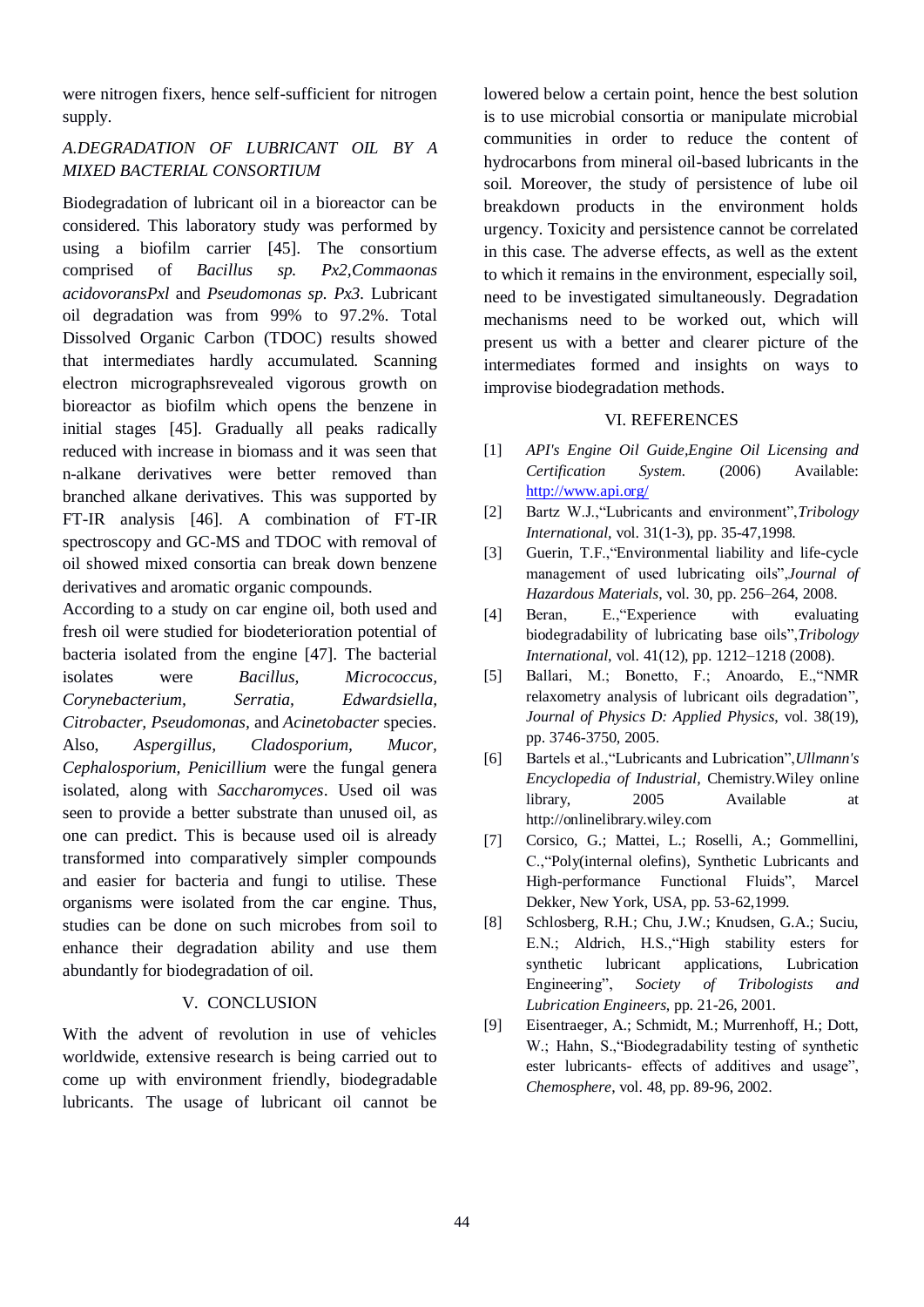were nitrogen fixers, hence self-sufficient for nitrogen supply.

### *A.DEGRADATION OF LUBRICANT OIL BY A MIXED BACTERIAL CONSORTIUM*

Biodegradation of lubricant oil in a bioreactor can be considered. This laboratory study was performed by using a biofilm carrier [45]. The consortium comprised of *Bacillus sp. Px2,Commaonas acidovoransPxl* and *Pseudomonas sp. Px3*. Lubricant oil degradation was from 99% to 97.2%. Total Dissolved Organic Carbon (TDOC) results showed that intermediates hardly accumulated. Scanning electron micrographsrevealed vigorous growth on bioreactor as biofilm which opens the benzene in initial stages [45]. Gradually all peaks radically reduced with increase in biomass and it was seen that n-alkane derivatives were better removed than branched alkane derivatives. This was supported by FT-IR analysis [46]. A combination of FT-IR spectroscopy and GC-MS and TDOC with removal of oil showed mixed consortia can break down benzene derivatives and aromatic organic compounds.

According to a study on car engine oil, both used and fresh oil were studied for biodeterioration potential of bacteria isolated from the engine [47]. The bacterial isolates were *Bacillus, Micrococcus, Corynebacterium, Serratia, Edwardsiella, Citrobacter, Pseudomonas,* and *Acinetobacter* species. Also, *Aspergillus, Cladosporium, Mucor, Cephalosporium, Penicillium* were the fungal genera isolated, along with *Saccharomyces*. Used oil was seen to provide a better substrate than unused oil, as one can predict. This is because used oil is already transformed into comparatively simpler compounds and easier for bacteria and fungi to utilise. These organisms were isolated from the car engine. Thus, studies can be done on such microbes from soil to enhance their degradation ability and use them abundantly for biodegradation of oil.

## V. CONCLUSION

With the advent of revolution in use of vehicles worldwide, extensive research is being carried out to come up with environment friendly, biodegradable lubricants. The usage of lubricant oil cannot be lowered below a certain point, hence the best solution is to use microbial consortia or manipulate microbial communities in order to reduce the content of hydrocarbons from mineral oil-based lubricants in the soil. Moreover, the study of persistence of lube oil breakdown products in the environment holds urgency. Toxicity and persistence cannot be correlated in this case. The adverse effects, as well as the extent to which it remains in the environment, especially soil, need to be investigated simultaneously. Degradation mechanisms need to be worked out, which will present us with a better and clearer picture of the intermediates formed and insights on ways to improvise biodegradation methods.

## VI. REFERENCES

[1] *API's Engine Oil Guide,Engine Oil Licensing and Certification System.* (2006) Available: http://www.api.org/

[2] Bartz W.J.,“Lubricants and environment”,*Tribology International*, vol. 31(1-3), pp. 35-47,1998.

[3] Guerin, T.F.,“Environmental liability and life-cycle management of used lubricating oils”,*Journal of Hazardous Materials*, vol. 30, pp. 256–264, 2008.

[4] Beran, E.,“Experience with evaluating biodegradability of lubricating base oils”,*Tribology International*, vol. 41(12), pp. 1212–1218 (2008).

[5] Ballari, M.; Bonetto, F.; Anoardo, E.,“NMR relaxometry analysis of lubricant oils degradation”, *Journal of Physics D: Applied Physics*, vol. 38(19), pp. 3746-3750, 2005.

[6] Bartels et al.,“Lubricants and Lubrication”,*Ullmann's Encyclopedia of Industrial*, Chemistry.Wiley online library, 2005 Available at http://onlinelibrary.wiley.com

[7] Corsico, G.; Mattei, L.; Roselli, A.; Gommellini, C.,“Poly(internal olefins), Synthetic Lubricants and High-performance Functional Fluids”, Marcel Dekker, New York, USA, pp. 53-62,1999.

[8] Schlosberg, R.H.; Chu, J.W.; Knudsen, G.A.; Suciu, E.N.; Aldrich, H.S.,“High stability esters for synthetic lubricant applications, Lubrication Engineering”, *Society of Tribologists and Lubrication Engineers*, pp. 21-26, 2001.

[9] Eisentraeger, A.; Schmidt, M.; Murrenhoff, H.; Dott, W.; Hahn, S.,“Biodegradability testing of synthetic ester lubricants- effects of additives and usage”, *Chemosphere*, vol. 48, pp. 89-96, 2002.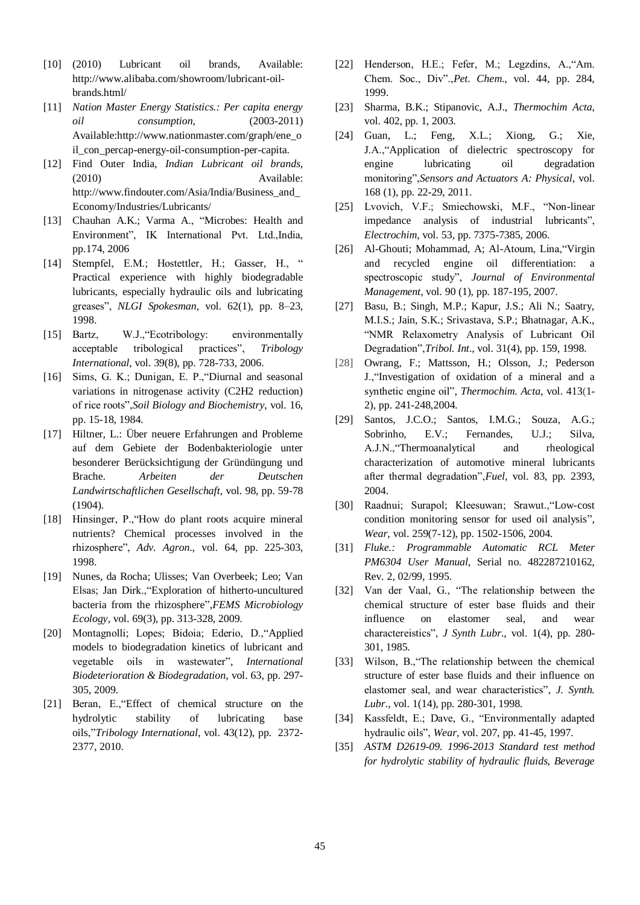[10] (2010) Lubricant oil brands, Available: http://www.alibaba.com/showroom/lubricant-oil-brands.html/

[11] *Nation Master Energy Statistics.: Per capita energy oil consumption*, (2003-2011) Available:http://www.nationmaster.com/graph/ene_oil_con_percap-energy-oil-consumption-per-capita.

[12] Find Outer India, *Indian Lubricant oil brands*, (2010) Available: http://www.findouter.com/Asia/India/Business_and_Economy/Industries/Lubricants/

[13] Chauhan A.K.; Varma A., "Microbes: Health and Environment", IK International Pvt. Ltd.,India, pp.174, 2006

[14] Stempfel, E.M.; Hostettler, H.; Gasser, H., " Practical experience with highly biodegradable lubricants, especially hydraulic oils and lubricating greases", *NLGI Spokesman*, vol. 62(1), pp. 8–23, 1998.

[15] Bartz, W.J.,"Ecotribology: environmentally acceptable tribological practices", *Tribology International*, vol. 39(8), pp. 728-733, 2006.

[16] Sims, G. K.; Dunigan, E. P.,"Diurnal and seasonal variations in nitrogenase activity (C2H2 reduction) of rice roots",*Soil Biology and Biochemistry*, vol. 16, pp. 15-18, 1984.

[17] Hiltner, L.: Über neuere Erfahrungen and Probleme auf dem Gebiete der Bodenbakteriologie unter besonderer Berücksichtigung der Gründüngung und Brache. *Arbeiten der Deutschen Landwirtschaftlichen Gesellschaft*, vol. 98, pp. 59-78 (1904).

[18] Hinsinger, P.,"How do plant roots acquire mineral nutrients? Chemical processes involved in the rhizosphere", *Adv. Agron*., vol. 64, pp. 225-303, 1998.

[19] Nunes, da Rocha; Ulisses; Van Overbeek; Leo; Van Elsas; Jan Dirk.,"Exploration of hitherto-uncultured bacteria from the rhizosphere",*FEMS Microbiology Ecology*, vol. 69(3), pp. 313-328, 2009.

[20] Montagnolli; Lopes; Bidoia; Ederio, D.,"Applied models to biodegradation kinetics of lubricant and vegetable oils in wastewater", *International Biodeterioration & Biodegradation*, vol. 63, pp. 297-305, 2009.

[21] Beran, E.,"Effect of chemical structure on the hydrolytic stability of lubricating base oils,"*Tribology International*, vol. 43(12), pp. 2372-2377, 2010.

[22] Henderson, H.E.; Fefer, M.; Legzdins, A.,"Am. Chem. Soc., Div".,*Pet. Chem*., vol. 44, pp. 284, 1999.

[23] Sharma, B.K.; Stipanovic, A.J., *Thermochim Acta*, vol. 402, pp. 1, 2003.

[24] Guan, L.; Feng, X.L.; Xiong, G.; Xie, J.A.,"Application of dielectric spectroscopy for engine lubricating oil degradation monitoring",*Sensors and Actuators A: Physical*, vol. 168 (1), pp. 22-29, 2011.

[25] Lvovich, V.F.; Smiechowski, M.F., "Non-linear impedance analysis of industrial lubricants", *Electrochim*, vol. 53, pp. 7375-7385, 2006.

[26] Al-Ghouti; Mohammad, A; Al-Atoum, Lina,"Virgin and recycled engine oil differentiation: a spectroscopic study", *Journal of Environmental Management*, vol. 90 (1), pp. 187-195, 2007.

[27] Basu, B.; Singh, M.P.; Kapur, J.S.; Ali N.; Saatry, M.I.S.; Jain, S.K.; Srivastava, S.P.; Bhatnagar, A.K., "NMR Relaxometry Analysis of Lubricant Oil Degradation",*Tribol. Int*., vol. 31(4), pp. 159, 1998.

[28] Owrang, F.; Mattsson, H.; Olsson, J.; Pederson J.,"Investigation of oxidation of a mineral and a synthetic engine oil", *Thermochim. Acta*, vol. 413(1-2), pp. 241-248,2004.

[29] Santos, J.C.O.; Santos, I.M.G.; Souza, A.G.; Sobrinho, E.V.; Fernandes, U.J.; Silva, A.J.N.,"Thermoanalytical and rheological characterization of automotive mineral lubricants after thermal degradation",*Fuel*, vol. 83, pp. 2393, 2004.

[30] Raadnui; Surapol; Kleesuwan; Srawut.,"Low-cost condition monitoring sensor for used oil analysis", *Wear*, vol. 259(7-12), pp. 1502-1506, 2004.

[31] *Fluke.: Programmable Automatic RCL Meter PM6304 User Manual*, Serial no. 482287210162, Rev. 2, 02/99, 1995.

[32] Van der Vaal, G., "The relationship between the chemical structure of ester base fluids and their influence on elastomer seal, and wear charactereistics", *J Synth Lubr*., vol. 1(4), pp. 280-301, 1985.

[33] Wilson, B.,"The relationship between the chemical structure of ester base fluids and their influence on elastomer seal, and wear characteristics", *J. Synth. Lubr*., vol. 1(14), pp. 280-301, 1998.

[34] Kassfeldt, E.; Dave, G., "Environmentally adapted hydraulic oils", *Wear*, vol. 207, pp. 41-45, 1997.

[35] *ASTM D2619-09. 1996-2013 Standard test method for hydrolytic stability of hydraulic fluids, Beverage*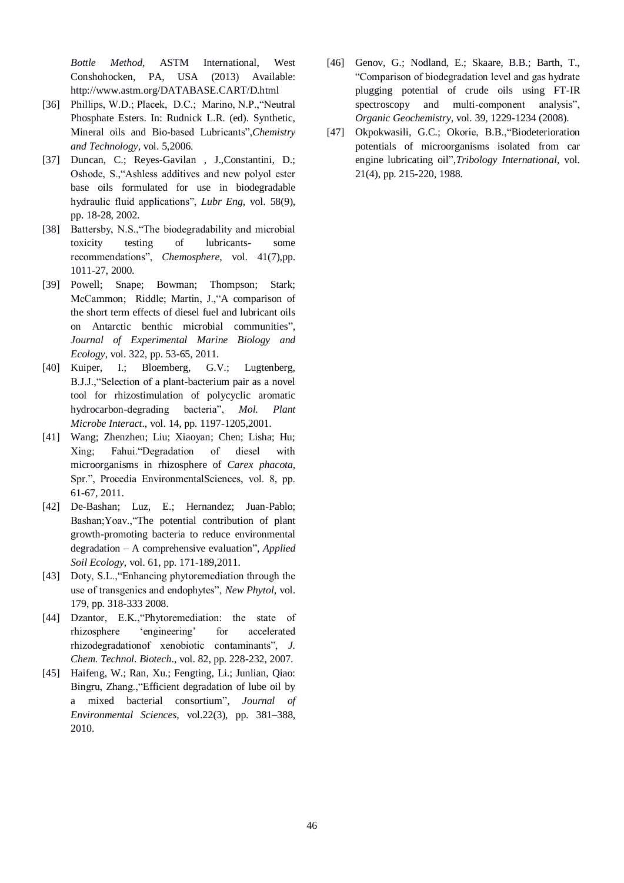*Bottle Method*, ASTM International, West Conshohocken, PA, USA (2013) Available: http://www.astm.org/DATABASE.CART/D.html

[36] Phillips, W.D.; Placek, D.C.; Marino, N.P.,"Neutral Phosphate Esters. In: Rudnick L.R. (ed). Synthetic, Mineral oils and Bio-based Lubricants",*Chemistry and Technology*, vol. 5,2006.

[37] Duncan, C.; Reyes-Gavilan , J.,Constantini, D.; Oshode, S.,"Ashless additives and new polyol ester base oils formulated for use in biodegradable hydraulic fluid applications", *Lubr Eng*, vol. 58(9), pp. 18-28, 2002.

[38] Battersby, N.S.,"The biodegradability and microbial toxicity testing of lubricants- some recommendations", *Chemosphere*, vol. 41(7),pp. 1011-27, 2000.

[39] Powell; Snape; Bowman; Thompson; Stark; McCammon; Riddle; Martin, J.,"A comparison of the short term effects of diesel fuel and lubricant oils on Antarctic benthic microbial communities", *Journal of Experimental Marine Biology and Ecology*, vol. 322, pp. 53-65, 2011.

[40] Kuiper, I.; Bloemberg, G.V.; Lugtenberg, B.J.J.,"Selection of a plant-bacterium pair as a novel tool for rhizostimulation of polycyclic aromatic hydrocarbon-degrading bacteria", *Mol. Plant Microbe Interact*., vol. 14, pp. 1197-1205,2001.

[41] Wang; Zhenzhen; Liu; Xiaoyan; Chen; Lisha; Hu; Xing; Fahui."Degradation of diesel with microorganisms in rhizosphere of *Carex phacota*, Spr.", Procedia EnvironmentalSciences, vol. 8, pp. 61-67, 2011.

[42] De-Bashan; Luz, E.; Hernandez; Juan-Pablo; Bashan;Yoav.,"The potential contribution of plant growth-promoting bacteria to reduce environmental degradation – A comprehensive evaluation", *Applied Soil Ecology*, vol. 61, pp. 171-189,2011.

[43] Doty, S.L.,"Enhancing phytoremediation through the use of transgenics and endophytes", *New Phytol*, vol. 179, pp. 318-333 2008.

[44] Dzantor, E.K.,"Phytoremediation: the state of rhizosphere 'engineering' for accelerated rhizodegradationof xenobiotic contaminants", *J. Chem. Technol. Biotech*., vol. 82, pp. 228-232, 2007.

[45] Haifeng, W.; Ran, Xu.; Fengting, Li.; Junlian, Qiao: Bingru, Zhang.,"Efficient degradation of lube oil by a mixed bacterial consortium", *Journal of Environmental Sciences*, vol.22(3), pp. 381–388, 2010.

[46] Genov, G.; Nodland, E.; Skaare, B.B.; Barth, T., "Comparison of biodegradation level and gas hydrate plugging potential of crude oils using FT-IR spectroscopy and multi-component analysis", *Organic Geochemistry*, vol. 39, 1229-1234 (2008).

[47] Okpokwasili, G.C.; Okorie, B.B.,"Biodeterioration potentials of microorganisms isolated from car engine lubricating oil",*Tribology International*, vol. 21(4), pp. 215-220, 1988.